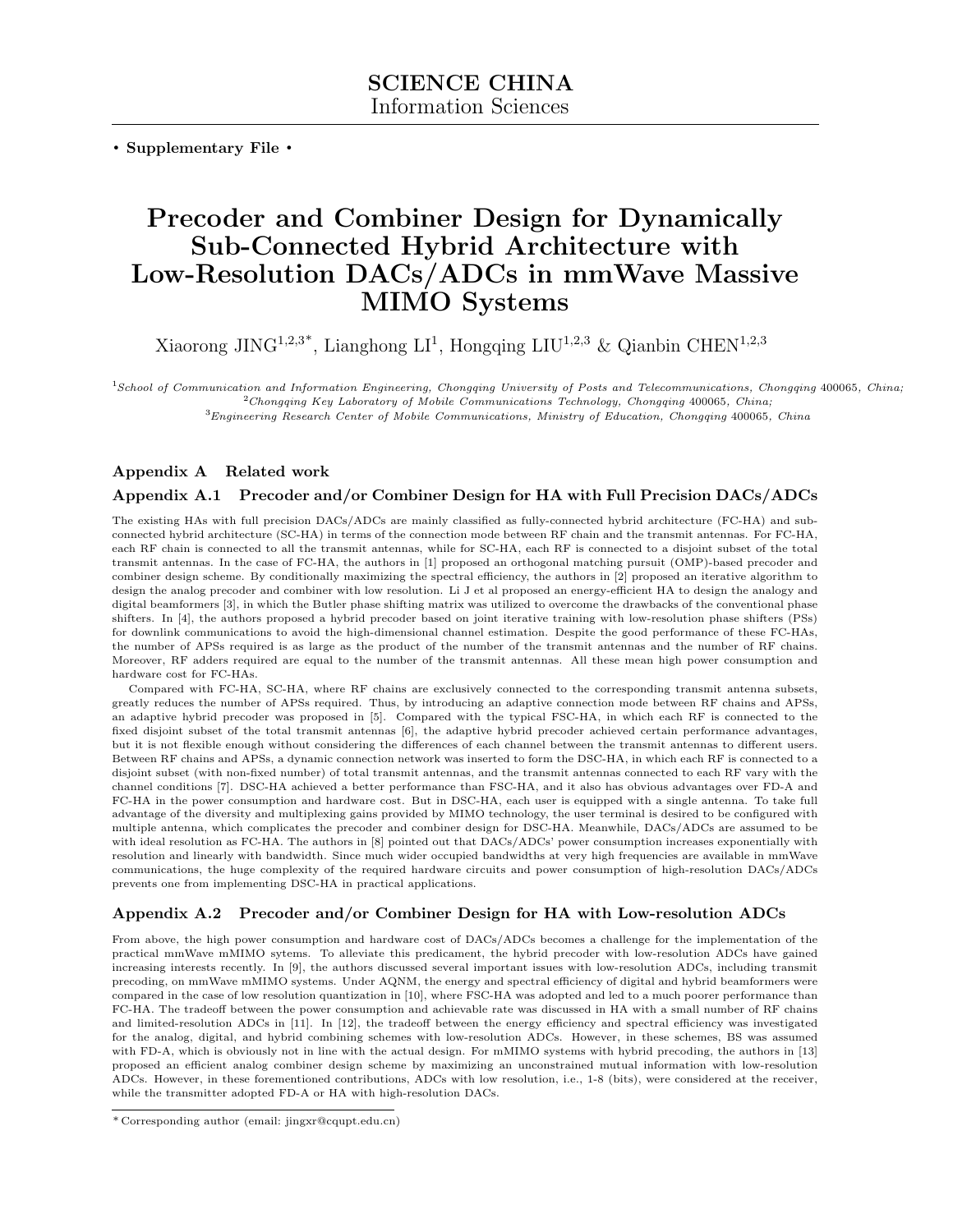**SCIENCE CHINA**
Information Sciences

• **Supplementary File** •

# Precoder and Combiner Design for Dynamically Sub-Connected Hybrid Architecture with Low-Resolution DACs/ADCs in mmWave Massive MIMO Systems

Xiaorong JING[1,2,3*], Lianghong LI[1], Hongqing LIU[1,2,3] & Qianbin CHEN[1,2,3]

[1]*School of Communication and Information Engineering, Chongqing University of Posts and Telecommunications, Chongqing* 400065*, China;*
[2]*Chongqing Key Laboratory of Mobile Communications Technology, Chongqing* 400065*, China;*
[3]*Engineering Research Center of Mobile Communications, Ministry of Education, Chongqing* 400065*, China*

## Appendix A Related work

### Appendix A.1 Precoder and/or Combiner Design for HA with Full Precision DACs/ADCs

The existing HAs with full precision DACs/ADCs are mainly classified as fully-connected hybrid architecture (FC-HA) and sub-connected hybrid architecture (SC-HA) in terms of the connection mode between RF chain and the transmit antennas. For FC-HA, each RF chain is connected to all the transmit antennas, while for SC-HA, each RF is connected to a disjoint subset of the total transmit antennas. In the case of FC-HA, the authors in [1] proposed an orthogonal matching pursuit (OMP)-based precoder and combiner design scheme. By conditionally maximizing the spectral efficiency, the authors in [2] proposed an iterative algorithm to design the analog precoder and combiner with low resolution. Li J et al proposed an energy-efficient HA to design the analogy and digital beamformers [3], in which the Butler phase shifting matrix was utilized to overcome the drawbacks of the conventional phase shifters. In [4], the authors proposed a hybrid precoder based on joint iterative training with low-resolution phase shifters (PSs) for downlink communications to avoid the high-dimensional channel estimation. Despite the good performance of these FC-HAs, the number of APSs required is as large as the product of the number of the transmit antennas and the number of RF chains. Moreover, RF adders required are equal to the number of the transmit antennas. All these mean high power consumption and hardware cost for FC-HAs.

Compared with FC-HA, SC-HA, where RF chains are exclusively connected to the corresponding transmit antenna subsets, greatly reduces the number of APSs required. Thus, by introducing an adaptive connection mode between RF chains and APSs, an adaptive hybrid precoder was proposed in [5]. Compared with the typical FSC-HA, in which each RF is connected to the fixed disjoint subset of the total transmit antennas [6], the adaptive hybrid precoder achieved certain performance advantages, but it is not flexible enough without considering the differences of each channel between the transmit antennas to different users. Between RF chains and APSs, a dynamic connection network was inserted to form the DSC-HA, in which each RF is connected to a disjoint subset (with non-fixed number) of total transmit antennas, and the transmit antennas connected to each RF vary with the channel conditions [7]. DSC-HA achieved a better performance than FSC-HA, and it also has obvious advantages over FD-A and FC-HA in the power consumption and hardware cost. But in DSC-HA, each user is equipped with a single antenna. To take full advantage of the diversity and multiplexing gains provided by MIMO technology, the user terminal is desired to be configured with multiple antenna, which complicates the precoder and combiner design for DSC-HA. Meanwhile, DACs/ADCs are assumed to be with ideal resolution as FC-HA. The authors in [8] pointed out that DACs/ADCs' power consumption increases exponentially with resolution and linearly with bandwidth. Since much wider occupied bandwidths at very high frequencies are available in mmWave communications, the huge complexity of the required hardware circuits and power consumption of high-resolution DACs/ADCs prevents one from implementing DSC-HA in practical applications.

### Appendix A.2 Precoder and/or Combiner Design for HA with Low-resolution ADCs

From above, the high power consumption and hardware cost of DACs/ADCs becomes a challenge for the implementation of the practical mmWave mMIMO sytems. To alleviate this predicament, the hybrid precoder with low-resolution ADCs have gained increasing interests recently. In [9], the authors discussed several important issues with low-resolution ADCs, including transmit precoding, on mmWave mMIMO systems. Under AQNM, the energy and spectral efficiency of digital and hybrid beamformers were compared in the case of low resolution quantization in [10], where FSC-HA was adopted and led to a much poorer performance than FC-HA. The tradeoff between the power consumption and achievable rate was discussed in HA with a small number of RF chains and limited-resolution ADCs in [11]. In [12], the tradeoff between the energy efficiency and spectral efficiency was investigated for the analog, digital, and hybrid combining schemes with low-resolution ADCs. However, in these schemes, BS was assumed with FD-A, which is obviously not in line with the actual design. For mMIMO systems with hybrid precoding, the authors in [13] proposed an efficient analog combiner design scheme by maximizing an unconstrained mutual information with low-resolution ADCs. However, in these forementioned contributions, ADCs with low resolution, i.e., 1-8 (bits), were considered at the receiver, while the transmitter adopted FD-A or HA with high-resolution DACs.

* Corresponding author (email: jingxr@cqupt.edu.cn)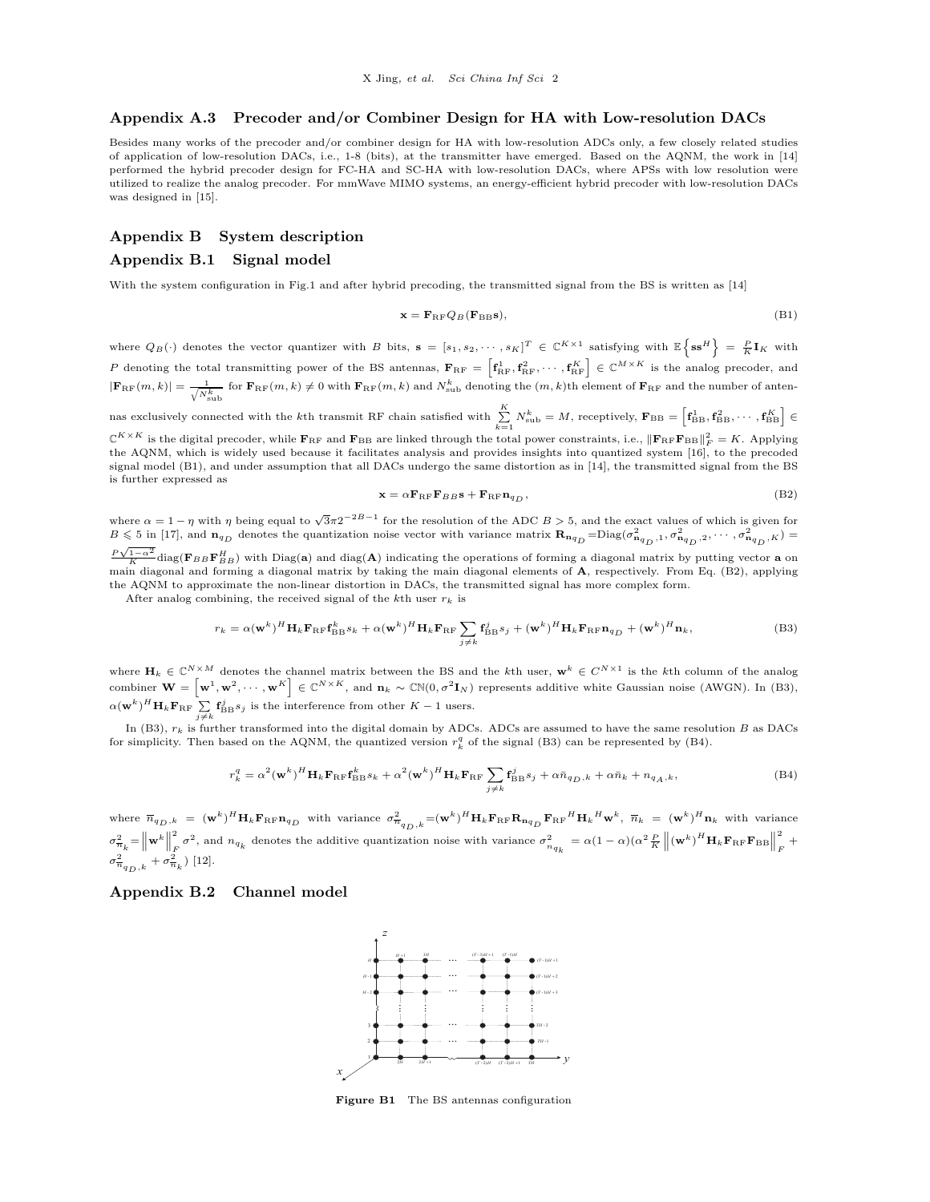## Appendix A.3 Precoder and/or Combiner Design for HA with Low-resolution DACs

Besides many works of the precoder and/or combiner design for HA with low-resolution ADCs only, a few closely related studies of application of low-resolution DACs, i.e., 1-8 (bits), at the transmitter have emerged. Based on the AQNM, the work in [14] performed the hybrid precoder design for FC-HA and SC-HA with low-resolution DACs, where APSs with low resolution were utilized to realize the analog precoder. For mmWave MIMO systems, an energy-efficient hybrid precoder with low-resolution DACs was designed in [15].

# Appendix B System description

## Appendix B.1 Signal model

With the system configuration in Fig.1 and after hybrid precoding, the transmitted signal from the BS is written as [14]

$$\mathbf{x} = \mathbf{F}_{\mathrm{RF}} Q_B(\mathbf{F}_{\mathrm{BB}}\mathbf{s}), \tag{B1}$$

where $Q_B(\cdot)$ denotes the vector quantizer with $B$ bits, $\mathbf{s} = [s_1, s_2, \cdots, s_K]^T \in \mathbb{C}^{K\times 1}$ satisfying with $\mathbb{E}\left\{\mathbf{s}\mathbf{s}^H\right\} = \frac{P}{K}\mathbf{I}_K$ with $P$ denoting the total transmitting power of the BS antennas, $\mathbf{F}_{\mathrm{RF}} = \left[\mathbf{f}_{\mathrm{RF}}^1, \mathbf{f}_{\mathrm{RF}}^2, \cdots, \mathbf{f}_{\mathrm{RF}}^K\right] \in \mathbb{C}^{M\times K}$ is the analog precoder, and $|\mathbf{F}_{\mathrm{RF}}(m,k)| = \frac{1}{\sqrt{N_{\mathrm{sub}}^k}}$ for $\mathbf{F}_{\mathrm{RF}}(m,k) \neq 0$ with $\mathbf{F}_{\mathrm{RF}}(m,k)$ and $N_{\mathrm{sub}}^k$ denoting the $(m,k)$th element of $\mathbf{F}_{\mathrm{RF}}$ and the number of antennas exclusively connected with the $k$th transmit RF chain satisfied with $\sum_{k=1}^{K} N_{\mathrm{sub}}^k = M$, receptively, $\mathbf{F}_{\mathrm{BB}} = \left[\mathbf{f}_{\mathrm{BB}}^1, \mathbf{f}_{\mathrm{BB}}^2, \cdots, \mathbf{f}_{\mathrm{BB}}^K\right] \in \mathbb{C}^{K\times K}$ is the digital precoder, while $\mathbf{F}_{\mathrm{RF}}$ and $\mathbf{F}_{\mathrm{BB}}$ are linked through the total power constraints, i.e., $\|\mathbf{F}_{\mathrm{RF}}\mathbf{F}_{\mathrm{BB}}\|_F^2 = K$. Applying the AQNM, which is widely used because it facilitates analysis and provides insights into quantized system [16], to the precoded signal model (B1), and under assumption that all DACs undergo the same distortion as in [14], the transmitted signal from the BS is further expressed as

$$\mathbf{x} = \alpha \mathbf{F}_{\mathrm{RF}} \mathbf{F}_{BB}\mathbf{s} + \mathbf{F}_{\mathrm{RF}}\mathbf{n}_{q_D}, \tag{B2}$$

where $\alpha = 1 - \eta$ with $\eta$ being equal to $\sqrt{3}\pi 2^{-2B-1}$ for the resolution of the ADC $B > 5$, and the exact values of which is given for $B \leqslant 5$ in [17], and $\mathbf{n}_{q_D}$ denotes the quantization noise vector with variance matrix $\mathbf{R}_{\mathbf{n}_{q_D}}$=Diag$(\sigma^2_{\mathbf{n}_{q_D},1}, \sigma^2_{\mathbf{n}_{q_D},2}, \cdots, \sigma^2_{\mathbf{n}_{q_D},K}) = \frac{P\sqrt{1-\alpha^2}}{K}\mathrm{diag}(\mathbf{F}_{BB}\mathbf{F}_{BB}^H)$ with Diag$(\mathbf{a})$ and diag$(\mathbf{A})$ indicating the operations of forming a diagonal matrix by putting vector $\mathbf{a}$ on main diagonal and forming a diagonal matrix by taking the main diagonal elements of $\mathbf{A}$, respectively. From Eq. (B2), applying the AQNM to approximate the non-linear distortion in DACs, the transmitted signal has more complex form.

After analog combining, the received signal of the $k$th user $r_k$ is

$$r_k = \alpha(\mathbf{w}^k)^H\mathbf{H}_k\mathbf{F}_{\mathrm{RF}}\mathbf{f}_{\mathrm{BB}}^k s_k + \alpha(\mathbf{w}^k)^H\mathbf{H}_k\mathbf{F}_{\mathrm{RF}}\sum_{j\neq k}\mathbf{f}_{\mathrm{BB}}^j s_j + (\mathbf{w}^k)^H\mathbf{H}_k\mathbf{F}_{\mathrm{RF}}\mathbf{n}_{q_D} + (\mathbf{w}^k)^H\mathbf{n}_k, \tag{B3}$$

where $\mathbf{H}_k \in \mathbb{C}^{N\times M}$ denotes the channel matrix between the BS and the $k$th user, $\mathbf{w}^k \in C^{N\times 1}$ is the $k$th column of the analog combiner $\mathbf{W} = \left[\mathbf{w}^1, \mathbf{w}^2, \cdots, \mathbf{w}^K\right] \in \mathbb{C}^{N\times K}$, and $\mathbf{n}_k \sim \mathbb{CN}(0, \sigma^2\mathbf{I}_N)$ represents additive white Gaussian noise (AWGN). In (B3), $\alpha(\mathbf{w}^k)^H\mathbf{H}_k\mathbf{F}_{\mathrm{RF}}\sum_{j\neq k}\mathbf{f}_{\mathrm{BB}}^j s_j$ is the interference from other $K-1$ users.

In (B3), $r_k$ is further transformed into the digital domain by ADCs. ADCs are assumed to have the same resolution $B$ as DACs for simplicity. Then based on the AQNM, the quantized version $r_k^q$ of the signal (B3) can be represented by (B4).

$$r_k^q = \alpha^2(\mathbf{w}^k)^H\mathbf{H}_k\mathbf{F}_{\mathrm{RF}}\mathbf{f}_{\mathrm{BB}}^k s_k + \alpha^2(\mathbf{w}^k)^H\mathbf{H}_k\mathbf{F}_{\mathrm{RF}}\sum_{j\neq k}\mathbf{f}_{\mathrm{BB}}^j s_j + \alpha\bar{n}_{q_D,k} + \alpha\bar{n}_k + n_{q_A,k}, \tag{B4}$$

where $\overline{n}_{q_D,k} = (\mathbf{w}^k)^H\mathbf{H}_k\mathbf{F}_{\mathrm{RF}}\mathbf{n}_{q_D}$ with variance $\sigma^2_{\overline{n}_{q_D,k}}$=$(\mathbf{w}^k)^H\mathbf{H}_k\mathbf{F}_{\mathrm{RF}}\mathbf{R}_{\mathbf{n}_{q_D}}{\mathbf{F}_{\mathrm{RF}}}^H{\mathbf{H}_k}^H\mathbf{w}^k$, $\overline{n}_k = (\mathbf{w}^k)^H\mathbf{n}_k$ with variance $\sigma^2_{\overline{n}_k}$=$\left\|\mathbf{w}^k\right\|_F^2\sigma^2$, and $n_{q_k}$ denotes the additive quantization noise with variance $\sigma^2_{n_{q_k}} = \alpha(1-\alpha)(\alpha^2\frac{P}{K}\left\|(\mathbf{w}^k)^H\mathbf{H}_k\mathbf{F}_{\mathrm{RF}}\mathbf{F}_{\mathrm{BB}}\right\|_F^2 + \sigma^2_{\overline{n}_{q_D,k}} + \sigma^2_{\overline{n}_k})$ [12].

## Appendix B.2 Channel model

Figure B1 The BS antennas configuration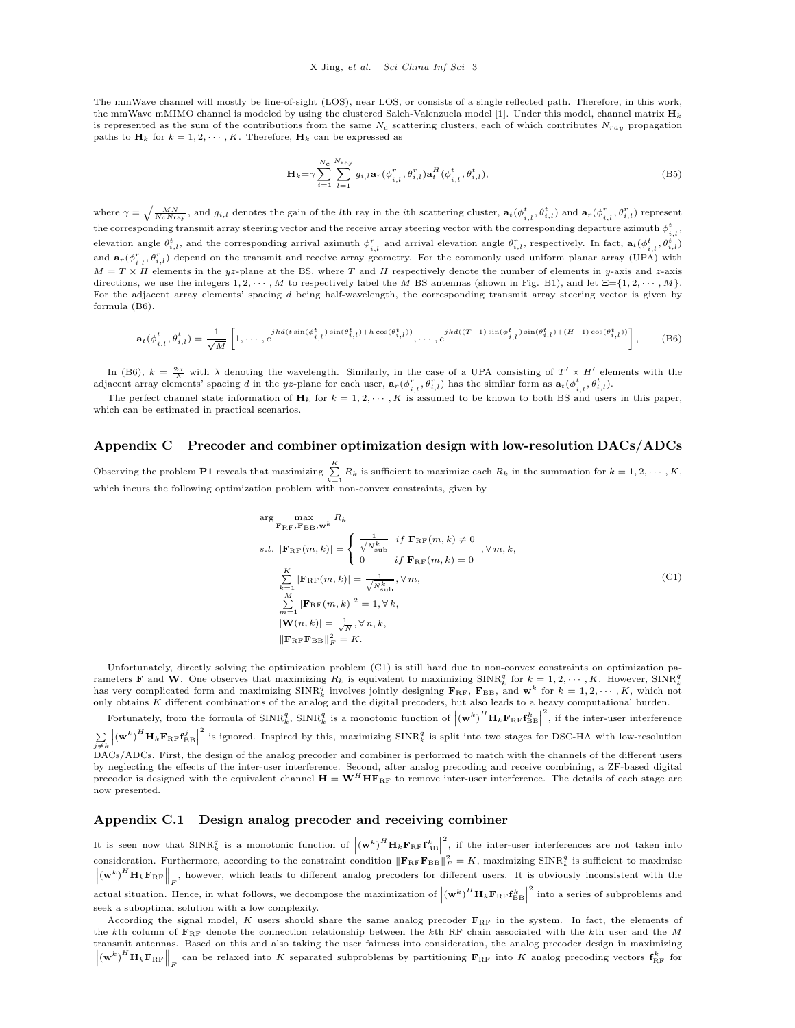The mmWave channel will mostly be line-of-sight (LOS), near LOS, or consists of a single reflected path. Therefore, in this work, the mmWave mMIMO channel is modeled by using the clustered Saleh-Valenzuela model [1]. Under this model, channel matrix $\mathbf{H}_k$ is represented as the sum of the contributions from the same $N_c$ scattering clusters, each of which contributes $N_{ray}$ propagation paths to $\mathbf{H}_k$ for $k = 1, 2, \cdots, K$. Therefore, $\mathbf{H}_k$ can be expressed as

$$\mathbf{H}_k = \gamma \sum_{i=1}^{N_c} \sum_{l=1}^{N_{\rm ray}} g_{i,l} \mathbf{a}_r(\phi_{i,l}^r, \theta_{i,l}^r) \mathbf{a}_t^H(\phi_{i,l}^t, \theta_{i,l}^t), \tag{B5}$$

where $\gamma = \sqrt{\frac{MN}{N_{\rm C} N_{\rm ray}}}$, and $g_{i,l}$ denotes the gain of the $l$th ray in the $i$th scattering cluster, $\mathbf{a}_t(\phi_{i,l}^t, \theta_{i,l}^t)$ and $\mathbf{a}_r(\phi_{i,l}^r, \theta_{i,l}^r)$ represent the corresponding transmit array steering vector and the receive array steering vector with the corresponding departure azimuth $\phi_{i,l}^t$, elevation angle $\theta_{i,l}^t$, and the corresponding arrival azimuth $\phi_{i,l}^r$ and arrival elevation angle $\theta_{i,l}^r$, respectively. In fact, $\mathbf{a}_t(\phi_{i,l}^t, \theta_{i,l}^t)$ and $\mathbf{a}_r(\phi_{i,l}^r, \theta_{i,l}^r)$ depend on the transmit and receive array geometry. For the commonly used uniform planar array (UPA) with $M = T \times H$ elements in the $yz$-plane at the BS, where $T$ and $H$ respectively denote the number of elements in $y$-axis and $z$-axis directions, we use the integers $1, 2, \cdots, M$ to respectively label the $M$ BS antennas (shown in Fig. B1), and let $\Xi = \{1, 2, \cdots, M\}$. For the adjacent array elements' spacing $d$ being half-wavelength, the corresponding transmit array steering vector is given by formula (B6).

$$\mathbf{a}_t(\phi_{i,l}^t, \theta_{i,l}^t) = \frac{1}{\sqrt{M}} \left[1, \cdots, e^{jkd(t \sin(\phi_{i,l}^t)\sin(\theta_{i,l}^t) + h\cos(\theta_{i,l}^t))}, \cdots, e^{jkd((T-1)\sin(\phi_{i,l}^t)\sin(\theta_{i,l}^t) + (H-1)\cos(\theta_{i,l}^t))}\right], \tag{B6}$$

In (B6), $k = \frac{2\pi}{\lambda}$ with $\lambda$ denoting the wavelength. Similarly, in the case of a UPA consisting of $T' \times H'$ elements with the adjacent array elements' spacing $d$ in the $yz$-plane for each user, $\mathbf{a}_r(\phi_{i,l}^r, \theta_{i,l}^r)$ has the similar form as $\mathbf{a}_t(\phi_{i,l}^t, \theta_{i,l}^t)$.

The perfect channel state information of $\mathbf{H}_k$ for $k = 1, 2, \cdots, K$ is assumed to be known to both BS and users in this paper, which can be estimated in practical scenarios.

## Appendix C Precoder and combiner optimization design with low-resolution DACs/ADCs

Observing the problem **P1** reveals that maximizing $\sum_{k=1}^{K} R_k$ is sufficient to maximize each $R_k$ in the summation for $k = 1, 2, \cdots, K$, which incurs the following optimization problem with non-convex constraints, given by

$$\begin{aligned}
&\arg \max_{\mathbf{F}_{\rm RF}, \mathbf{F}_{\rm BB}, \mathbf{w}^k} R_k \\
&s.t.\ |\mathbf{F}_{\rm RF}(m,k)| = \begin{cases} \frac{1}{\sqrt{N_{\rm sub}^k}} & if\ \mathbf{F}_{\rm RF}(m,k) \neq 0 \\ 0 & if\ \mathbf{F}_{\rm RF}(m,k) = 0 \end{cases}, \forall m, k, \\
&\quad \sum_{k=1}^{K} |\mathbf{F}_{\rm RF}(m,k)| = \frac{1}{\sqrt{N_{\rm sub}^k}}, \forall m, \\
&\quad \sum_{m=1}^{M} |\mathbf{F}_{\rm RF}(m,k)|^2 = 1, \forall k, \\
&\quad |\mathbf{W}(n,k)| = \frac{1}{\sqrt{N}}, \forall n, k, \\
&\quad \|\mathbf{F}_{\rm RF}\mathbf{F}_{\rm BB}\|_F^2 = K.
\end{aligned} \tag{C1}$$

Unfortunately, directly solving the optimization problem (C1) is still hard due to non-convex constraints on optimization parameters $\mathbf{F}$ and $\mathbf{W}$. One observes that maximizing $R_k$ is equivalent to maximizing ${\rm SINR}_k^q$ for $k = 1, 2, \cdots, K$. However, ${\rm SINR}_k^q$ has very complicated form and maximizing ${\rm SINR}_k^q$ involves jointly designing $\mathbf{F}_{\rm RF}$, $\mathbf{F}_{\rm BB}$, and $\mathbf{w}^k$ for $k = 1, 2, \cdots, K$, which not only obtains $K$ different combinations of the analog and the digital precoders, but also leads to a heavy computational burden.

Fortunately, from the formula of ${\rm SINR}_k^q$, ${\rm SINR}_k^q$ is a monotonic function of $\left|(\mathbf{w}^k)^H \mathbf{H}_k \mathbf{F}_{\rm RF} \mathbf{f}_{\rm BB}^k\right|^2$, if the inter-user interference $\sum_{j \neq k} \left|(\mathbf{w}^k)^H \mathbf{H}_k \mathbf{F}_{\rm RF} \mathbf{f}_{\rm BB}^j\right|^2$ is ignored. Inspired by this, maximizing ${\rm SINR}_k^q$ is split into two stages for DSC-HA with low-resolution DACs/ADCs. First, the design of the analog precoder and combiner is performed to match with the channels of the different users by neglecting the effects of the inter-user interference. Second, after analog precoding and receive combining, a ZF-based digital precoder is designed with the equivalent channel $\overline{\mathbf{H}} = \mathbf{W}^H \mathbf{H} \mathbf{F}_{\rm RF}$ to remove inter-user interference. The details of each stage are now presented.

### Appendix C.1 Design analog precoder and receiving combiner

It is seen now that ${\rm SINR}_k^q$ is a monotonic function of $\left|(\mathbf{w}^k)^H \mathbf{H}_k \mathbf{F}_{\rm RF} \mathbf{f}_{\rm BB}^k\right|^2$, if the inter-user interferences are not taken into consideration. Furthermore, according to the constraint condition $\|\mathbf{F}_{\rm RF}\mathbf{F}_{\rm BB}\|_F^2 = K$, maximizing ${\rm SINR}_k^q$ is sufficient to maximize $\left\|(\mathbf{w}^k)^H \mathbf{H}_k \mathbf{F}_{\rm RF}\right\|_F$, however, which leads to different analog precoders for different users. It is obviously inconsistent with the actual situation. Hence, in what follows, we decompose the maximization of $\left|(\mathbf{w}^k)^H \mathbf{H}_k \mathbf{F}_{\rm RF} \mathbf{f}_{\rm BB}^k\right|^2$ into a series of subproblems and seek a suboptimal solution with a low complexity.

According the signal model, $K$ users should share the same analog precoder $\mathbf{F}_{\rm RF}$ in the system. In fact, the elements of the $k$th column of $\mathbf{F}_{\rm RF}$ denote the connection relationship between the $k$th RF chain associated with the $k$th user and the $M$ transmit antennas. Based on this and also taking the user fairness into consideration, the analog precoder design in maximizing $\left\|(\mathbf{w}^k)^H \mathbf{H}_k \mathbf{F}_{\rm RF}\right\|_F$ can be relaxed into $K$ separated subproblems by partitioning $\mathbf{F}_{\rm RF}$ into $K$ analog precoding vectors $\mathbf{f}_{\rm RF}^k$ for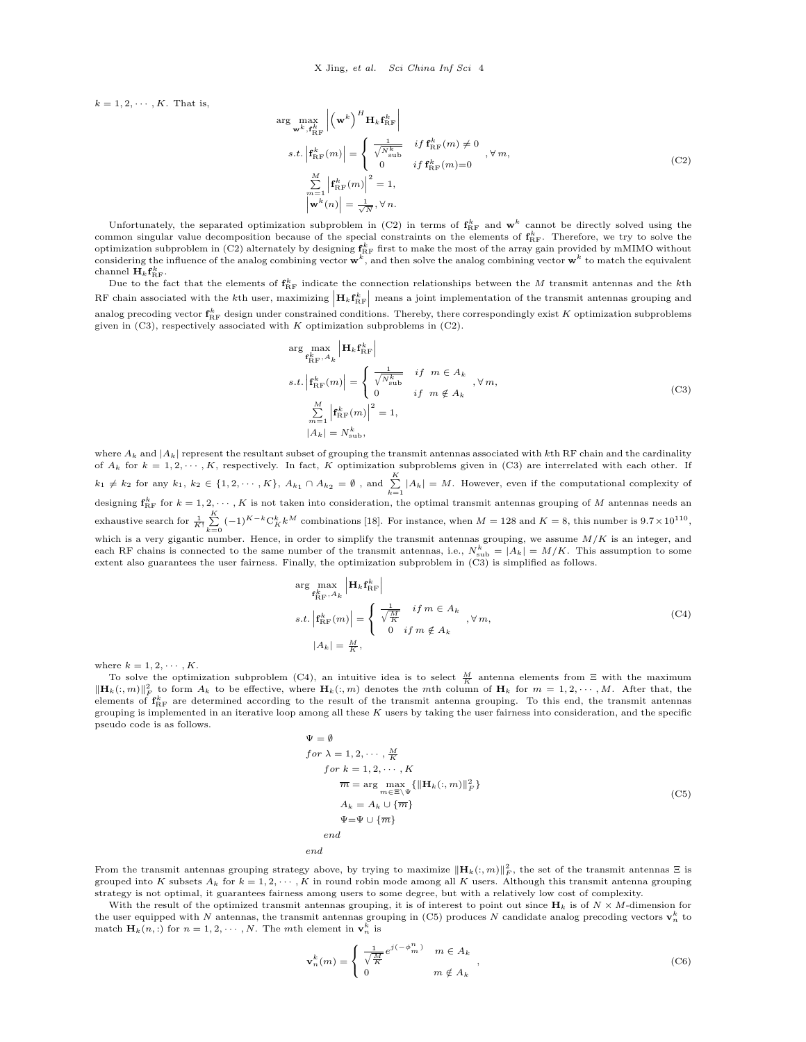$k = 1, 2, \cdots, K$. That is,

$$
\begin{aligned}
&\arg\max_{\mathbf{w}^k, \mathbf{f}_{\rm RF}^k} \left| \left(\mathbf{w}^k\right)^H \mathbf{H}_k \mathbf{f}_{\rm RF}^k \right| \\
&s.t. \left| \mathbf{f}_{\rm RF}^k(m) \right| = \begin{cases} \frac{1}{\sqrt{N_{\rm sub}^k}} & if\, \mathbf{f}_{\rm RF}^k(m) \neq 0 \\ 0 & if\, \mathbf{f}_{\rm RF}^k(m) = 0 \end{cases}, \forall m, \\
&\sum_{m=1}^{M} \left| \mathbf{f}_{\rm RF}^k(m) \right|^2 = 1, \\
&\left| \mathbf{w}^k(n) \right| = \tfrac{1}{\sqrt{N}}, \forall n.
\end{aligned}
\tag{C2}
$$

Unfortunately, the separated optimization subproblem in (C2) in terms of $\mathbf{f}_{\rm RF}^k$ and $\mathbf{w}^k$ cannot be directly solved using the common singular value decomposition because of the special constraints on the elements of $\mathbf{f}_{\rm RF}^k$. Therefore, we try to solve the optimization subproblem in (C2) alternately by designing $\mathbf{f}_{\rm RF}^k$ first to make the most of the array gain provided by mMIMO without considering the influence of the analog combining vector $\mathbf{w}^k$, and then solve the analog combining vector $\mathbf{w}^k$ to match the equivalent channel $\mathbf{H}_k \mathbf{f}_{\rm RF}^k$.

Due to the fact that the elements of $\mathbf{f}_{\rm RF}^k$ indicate the connection relationships between the $M$ transmit antennas and the $k$th RF chain associated with the $k$th user, maximizing $\left| \mathbf{H}_k \mathbf{f}_{\rm RF}^k \right|$ means a joint implementation of the transmit antennas grouping and analog precoding vector $\mathbf{f}_{\rm RF}^k$ design under constrained conditions. Thereby, there correspondingly exist $K$ optimization subproblems given in (C3), respectively associated with $K$ optimization subproblems in (C2).

$$
\begin{aligned}
&\arg\max_{\mathbf{f}_{\rm RF}^k, A_k} \left| \mathbf{H}_k \mathbf{f}_{\rm RF}^k \right| \\
&s.t. \left| \mathbf{f}_{\rm RF}^k(m) \right| = \begin{cases} \frac{1}{\sqrt{N_{\rm sub}^k}} & if \;\; m \in A_k \\ 0 & if \;\; m \notin A_k \end{cases}, \forall m, \\
&\sum_{m=1}^{M} \left| \mathbf{f}_{\rm RF}^k(m) \right|^2 = 1, \\
&|A_k| = N_{\rm sub}^k,
\end{aligned}
\tag{C3}
$$

where $A_k$ and $|A_k|$ represent the resultant subset of grouping the transmit antennas associated with $k$th RF chain and the cardinality of $A_k$ for $k = 1, 2, \cdots, K$, respectively. In fact, $K$ optimization subproblems given in (C3) are interrelated with each other. If $k_1 \neq k_2$ for any $k_1, k_2 \in \{1, 2, \cdots, K\}$, $A_{k_1} \cap A_{k_2} = \emptyset$ , and $\sum_{k=1}^{K} |A_k| = M$. However, even if the computational complexity of designing $\mathbf{f}_{\rm RF}^k$ for $k = 1, 2, \cdots, K$ is not taken into consideration, the optimal transmit antennas grouping of $M$ antennas needs an exhaustive search for $\frac{1}{K!} \sum_{k=0}^{K} (-1)^{K-k} {\rm C}_K^k k^M$ combinations [18]. For instance, when $M = 128$ and $K = 8$, this number is $9.7 \times 10^{110}$, which is a very gigantic number. Hence, in order to simplify the transmit antennas grouping, we assume $M/K$ is an integer, and each RF chains is connected to the same number of the transmit antennas, i.e., $N_{\rm sub}^k = |A_k| = M/K$. This assumption to some extent also guarantees the user fairness. Finally, the optimization subproblem in (C3) is simplified as follows.

$$
\begin{aligned}
&\arg\max_{\mathbf{f}_{\rm RF}^k, A_k} \left| \mathbf{H}_k \mathbf{f}_{\rm RF}^k \right| \\
&s.t. \left| \mathbf{f}_{\rm RF}^k(m) \right| = \begin{cases} \frac{1}{\sqrt{\frac{M}{K}}} & if\, m \in A_k \\ 0 & if\, m \notin A_k \end{cases}, \forall m, \\
&|A_k| = \tfrac{M}{K},
\end{aligned}
\tag{C4}
$$

where $k = 1, 2, \cdots, K$.

To solve the optimization subproblem (C4), an intuitive idea is to select $\frac{M}{K}$ antenna elements from $\Xi$ with the maximum $\|\mathbf{H}_k(:, m)\|_F^2$ to form $A_k$ to be effective, where $\mathbf{H}_k(:, m)$ denotes the $m$th column of $\mathbf{H}_k$ for $m = 1, 2, \cdots, M$. After that, the elements of $\mathbf{f}_{\rm RF}^k$ are determined according to the result of the transmit antenna grouping. To this end, the transmit antennas grouping is implemented in an iterative loop among all these $K$ users by taking the user fairness into consideration, and the specific pseudo code is as follows.

$$
\begin{aligned}
&\Psi = \emptyset \\
&for\; \lambda = 1, 2, \cdots, \tfrac{M}{K} \\
&\quad for\; k = 1, 2, \cdots, K \\
&\quad\quad \overline{m} = \arg\max_{m \in \Xi \setminus \Psi} \{\|\mathbf{H}_k(:, m)\|_F^2\} \\
&\quad\quad A_k = A_k \cup \{\overline{m}\} \\
&\quad\quad \Psi = \Psi \cup \{\overline{m}\} \\
&\quad end \\
&end
\end{aligned}
\tag{C5}
$$

From the transmit antennas grouping strategy above, by trying to maximize $\|\mathbf{H}_k(:, m)\|_F^2$, the set of the transmit antennas $\Xi$ is grouped into $K$ subsets $A_k$ for $k = 1, 2, \cdots, K$ in round robin mode among all $K$ users. Although this transmit antenna grouping strategy is not optimal, it guarantees fairness among users to some degree, but with a relatively low cost of complexity.

With the result of the optimized transmit antennas grouping, it is of interest to point out since $\mathbf{H}_k$ is of $N \times M$-dimension for the user equipped with $N$ antennas, the transmit antennas grouping in (C5) produces $N$ candidate analog precoding vectors $\mathbf{v}_n^k$ to match $\mathbf{H}_k(n, :)$ for $n = 1, 2, \cdots, N$. The $m$th element in $\mathbf{v}_n^k$ is

$$
\mathbf{v}_n^k(m) = \begin{cases} \frac{1}{\sqrt{\frac{M}{K}}} e^{j(-\phi_m^n)} & m \in A_k \\ 0 & m \notin A_k \end{cases},
\tag{C6}
$$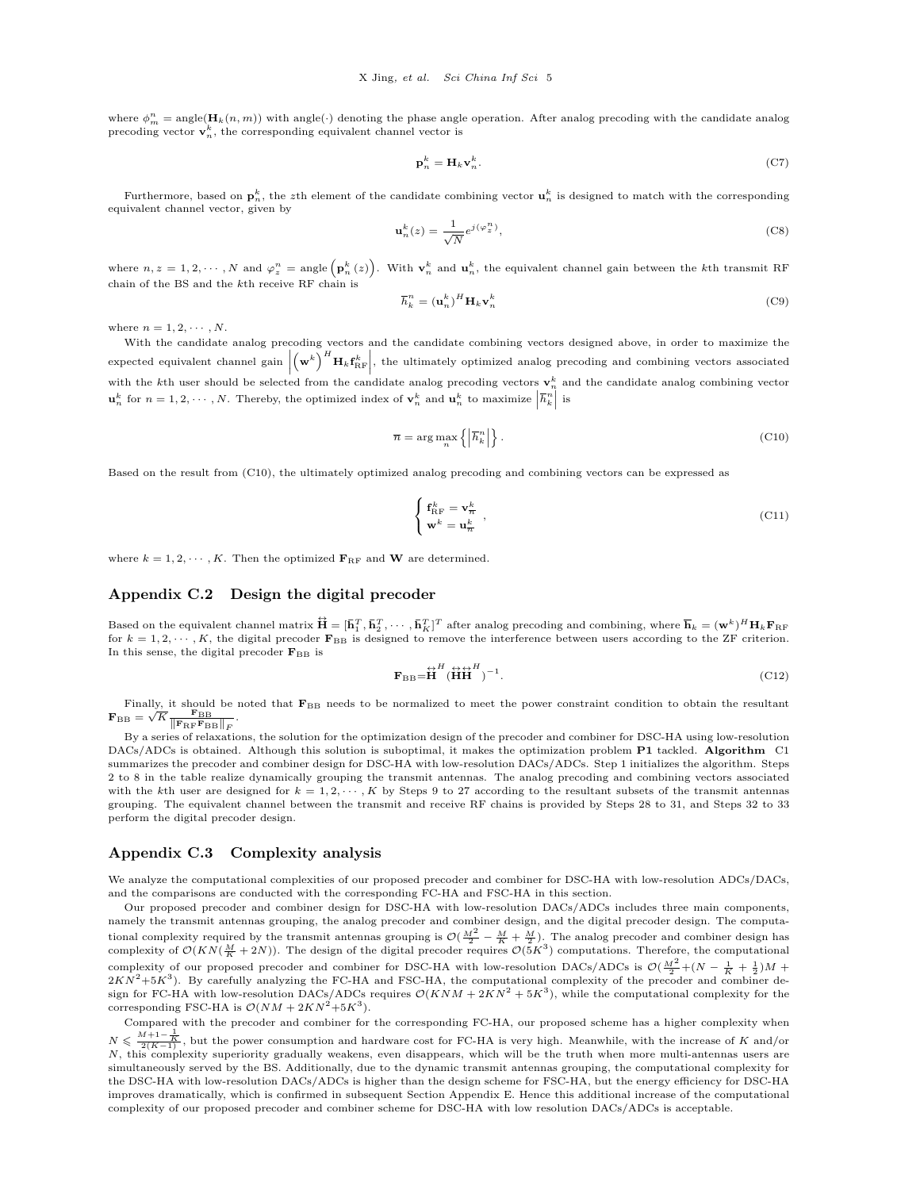where $\phi_m^n = \text{angle}(\mathbf{H}_k(n,m))$ with angle$(\cdot)$ denoting the phase angle operation. After analog precoding with the candidate analog precoding vector $\mathbf{v}_n^k$, the corresponding equivalent channel vector is

$$\mathbf{p}_n^k = \mathbf{H}_k \mathbf{v}_n^k. \tag{C7}$$

Furthermore, based on $\mathbf{p}_n^k$, the $z$th element of the candidate combining vector $\mathbf{u}_n^k$ is designed to match with the corresponding equivalent channel vector, given by

$$\mathbf{u}_n^k(z) = \frac{1}{\sqrt{N}} e^{j(\varphi_z^n)}, \tag{C8}$$

where $n, z = 1, 2, \cdots, N$ and $\varphi_z^n = \text{angle}\left(\mathbf{p}_n^k(z)\right)$. With $\mathbf{v}_n^k$ and $\mathbf{u}_n^k$, the equivalent channel gain between the $k$th transmit RF chain of the BS and the $k$th receive RF chain is

$$\overline{h}_k^n = (\mathbf{u}_n^k)^H \mathbf{H}_k \mathbf{v}_n^k \tag{C9}$$

where $n = 1, 2, \cdots, N$.

With the candidate analog precoding vectors and the candidate combining vectors designed above, in order to maximize the expected equivalent channel gain $\left|\left(\mathbf{w}^k\right)^H \mathbf{H}_k \mathbf{f}_{\text{RF}}^k\right|$, the ultimately optimized analog precoding and combining vectors associated with the $k$th user should be selected from the candidate analog precoding vectors $\mathbf{v}_n^k$ and the candidate analog combining vector $\mathbf{u}_n^k$ for $n = 1, 2, \cdots, N$. Thereby, the optimized index of $\mathbf{v}_n^k$ and $\mathbf{u}_n^k$ to maximize $\left|\overline{h}_k^n\right|$ is

$$\overline{n} = \arg\max_n \left\{\left|\overline{h}_k^n\right|\right\}. \tag{C10}$$

Based on the result from (C10), the ultimately optimized analog precoding and combining vectors can be expressed as

$$\begin{cases} \mathbf{f}_{\text{RF}}^k = \mathbf{v}_{\overline{n}}^k \\ \mathbf{w}^k = \mathbf{u}_{\overline{n}}^k \end{cases}, \tag{C11}$$

where $k = 1, 2, \cdots, K$. Then the optimized $\mathbf{F}_{\text{RF}}$ and $\mathbf{W}$ are determined.

## Appendix C.2 Design the digital precoder

Based on the equivalent channel matrix $\overleftrightarrow{\mathbf{H}} = [\bar{\mathbf{h}}_1^T, \bar{\mathbf{h}}_2^T, \cdots, \bar{\mathbf{h}}_K^T]^T$ after analog precoding and combining, where $\overline{\mathbf{h}}_k = (\mathbf{w}^k)^H \mathbf{H}_k \mathbf{F}_{\text{RF}}$ for $k = 1, 2, \cdots, K$, the digital precoder $\mathbf{F}_{\text{BB}}$ is designed to remove the interference between users according to the ZF criterion. In this sense, the digital precoder $\mathbf{F}_{\text{BB}}$ is

$$\mathbf{F}_{\text{BB}} = \overleftrightarrow{\mathbf{H}}^H (\overleftrightarrow{\mathbf{H}}\overleftrightarrow{\mathbf{H}}^H)^{-1}. \tag{C12}$$

Finally, it should be noted that $\mathbf{F}_{\text{BB}}$ needs to be normalized to meet the power constraint condition to obtain the resultant $\mathbf{F}_{\text{BB}} = \sqrt{K}\frac{\mathbf{F}_{\text{BB}}}{\|\mathbf{F}_{\text{RF}}\mathbf{F}_{\text{BB}}\|_F}$.

By a series of relaxations, the solution for the optimization design of the precoder and combiner for DSC-HA using low-resolution DACs/ADCs is obtained. Although this solution is suboptimal, it makes the optimization problem **P1** tackled. **Algorithm** C1 summarizes the precoder and combiner design for DSC-HA with low-resolution DACs/ADCs. Step 1 initializes the algorithm. Steps 2 to 8 in the table realize dynamically grouping the transmit antennas. The analog precoding and combining vectors associated with the $k$th user are designed for $k = 1, 2, \cdots, K$ by Steps 9 to 27 according to the resultant subsets of the transmit antennas grouping. The equivalent channel between the transmit and receive RF chains is provided by Steps 28 to 31, and Steps 32 to 33 perform the digital precoder design.

## Appendix C.3 Complexity analysis

We analyze the computational complexities of our proposed precoder and combiner for DSC-HA with low-resolution ADCs/DACs, and the comparisons are conducted with the corresponding FC-HA and FSC-HA in this section.

Our proposed precoder and combiner design for DSC-HA with low-resolution DACs/ADCs includes three main components, namely the transmit antennas grouping, the analog precoder and combiner design, and the digital precoder design. The computational complexity required by the transmit antennas grouping is $\mathcal{O}(\frac{M^2}{2} - \frac{M}{K} + \frac{M}{2})$. The analog precoder and combiner design has complexity of $\mathcal{O}(KN(\frac{M}{K} + 2N))$. The design of the digital precoder requires $\mathcal{O}(5K^3)$ computations. Therefore, the computational complexity of our proposed precoder and combiner for DSC-HA with low-resolution DACs/ADCs is $\mathcal{O}(\frac{M^2}{2} + (N - \frac{1}{K} + \frac{1}{2})M + 2KN^2 + 5K^3)$. By carefully analyzing the FC-HA and FSC-HA, the computational complexity of the precoder and combiner design for FC-HA with low-resolution DACs/ADCs requires $\mathcal{O}(KNM + 2KN^2 + 5K^3)$, while the computational complexity for the corresponding FSC-HA is $\mathcal{O}(NM + 2KN^2 + 5K^3)$.

Compared with the precoder and combiner for the corresponding FC-HA, our proposed scheme has a higher complexity when $N \leqslant \frac{M+1-\frac{1}{K}}{2(K-1)}$, but the power consumption and hardware cost for FC-HA is very high. Meanwhile, with the increase of $K$ and/or $N$, this complexity superiority gradually weakens, even disappears, which will be the truth when more multi-antennas users are simultaneously served by the BS. Additionally, due to the dynamic transmit antennas grouping, the computational complexity for the DSC-HA with low-resolution DACs/ADCs is higher than the design scheme for FSC-HA, but the energy efficiency for DSC-HA improves dramatically, which is confirmed in subsequent Section Appendix E. Hence this additional increase of the computational complexity of our proposed precoder and combiner scheme for DSC-HA with low resolution DACs/ADCs is acceptable.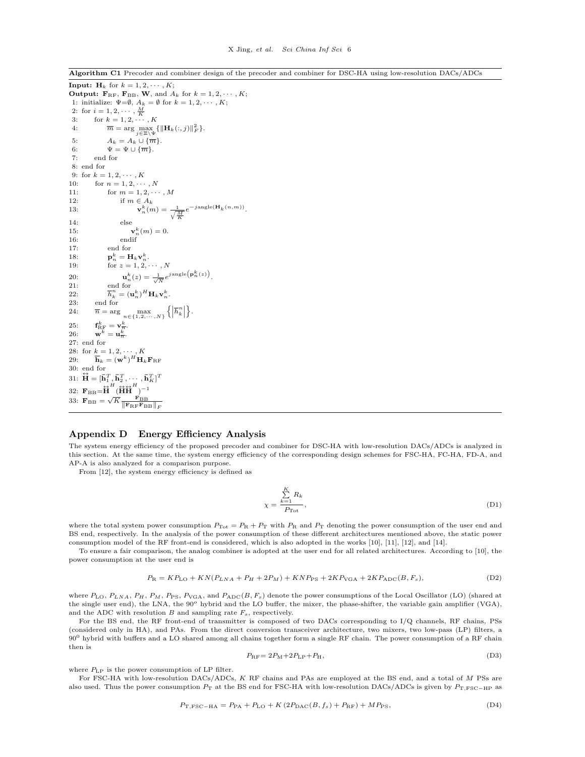**Algorithm C1** Precoder and combiner design of the precoder and combiner for DSC-HA using low-resolution DACs/ADCs

**Input:** $\mathbf{H}_k$ for $k=1,2,\cdots,K$;

**Output:** $\mathbf{F}_{\rm RF}$, $\mathbf{F}_{\rm BB}$, $\mathbf{W}$, and $A_k$ for $k=1,2,\cdots,K$;

1: initialize: $\Psi$=$\emptyset$, $A_k=\emptyset$ for $k=1,2,\cdots,K$;
2: for $i=1,2,\cdots,\frac{M}{K}$
3: &nbsp;&nbsp;&nbsp;&nbsp;for $k=1,2,\cdots,K$
4: &nbsp;&nbsp;&nbsp;&nbsp;&nbsp;&nbsp;&nbsp;&nbsp;$\overline{m}=\arg\max\limits_{j\in\Xi\setminus\Psi}\{\|\mathbf{H}_k(:,j)\|_F^2\}$.
5: &nbsp;&nbsp;&nbsp;&nbsp;&nbsp;&nbsp;&nbsp;&nbsp;$A_k=A_k\cup\{\overline{m}\}$.
6: &nbsp;&nbsp;&nbsp;&nbsp;&nbsp;&nbsp;&nbsp;&nbsp;$\Psi=\Psi\cup\{\overline{m}\}$.
7: &nbsp;&nbsp;&nbsp;&nbsp;end for
8: end for
9: for $k=1,2,\cdots,K$
10: &nbsp;&nbsp;&nbsp;&nbsp;for $n=1,2,\cdots,N$
11: &nbsp;&nbsp;&nbsp;&nbsp;&nbsp;&nbsp;&nbsp;&nbsp;for $m=1,2,\cdots,M$
12: &nbsp;&nbsp;&nbsp;&nbsp;&nbsp;&nbsp;&nbsp;&nbsp;&nbsp;&nbsp;&nbsp;&nbsp;if $m\in A_k$
13: &nbsp;&nbsp;&nbsp;&nbsp;&nbsp;&nbsp;&nbsp;&nbsp;&nbsp;&nbsp;&nbsp;&nbsp;&nbsp;&nbsp;&nbsp;&nbsp;$\mathbf{v}_n^k(m)=\frac{1}{\sqrt{\frac{M}{K}}}e^{-j\text{angle}(\mathbf{H}_k(n,m))}$.
14: &nbsp;&nbsp;&nbsp;&nbsp;&nbsp;&nbsp;&nbsp;&nbsp;&nbsp;&nbsp;&nbsp;&nbsp;else
15: &nbsp;&nbsp;&nbsp;&nbsp;&nbsp;&nbsp;&nbsp;&nbsp;&nbsp;&nbsp;&nbsp;&nbsp;&nbsp;&nbsp;&nbsp;&nbsp;$\mathbf{v}_n^k(m)=0$.
16: &nbsp;&nbsp;&nbsp;&nbsp;&nbsp;&nbsp;&nbsp;&nbsp;&nbsp;&nbsp;&nbsp;&nbsp;endif
17: &nbsp;&nbsp;&nbsp;&nbsp;&nbsp;&nbsp;&nbsp;&nbsp;end for
18: &nbsp;&nbsp;&nbsp;&nbsp;&nbsp;&nbsp;&nbsp;&nbsp;$\mathbf{p}_n^k=\mathbf{H}_k\mathbf{v}_n^k$.
19: &nbsp;&nbsp;&nbsp;&nbsp;&nbsp;&nbsp;&nbsp;&nbsp;for $z=1,2,\cdots,N$
20: &nbsp;&nbsp;&nbsp;&nbsp;&nbsp;&nbsp;&nbsp;&nbsp;&nbsp;&nbsp;&nbsp;&nbsp;$\mathbf{u}_n^k(z)=\frac{1}{\sqrt{N}}e^{j\text{angle}\left(\mathbf{p}_n^k(z)\right)}$.
21: &nbsp;&nbsp;&nbsp;&nbsp;&nbsp;&nbsp;&nbsp;&nbsp;end for
22: &nbsp;&nbsp;&nbsp;&nbsp;&nbsp;&nbsp;&nbsp;&nbsp;$\overline{h}_k^n=(\mathbf{u}_n^k)^H\mathbf{H}_k\mathbf{v}_n^k$.
23: &nbsp;&nbsp;&nbsp;&nbsp;end for
24: &nbsp;&nbsp;&nbsp;&nbsp;$\overline{n}=\arg\max\limits_{n\in\{1,2,\cdots,N\}}\left\{\left|\overline{h}_k^n\right|\right\}$.
25: &nbsp;&nbsp;&nbsp;&nbsp;$\mathbf{f}_{\rm RF}^k=\mathbf{v}_{\overline{n}}^k$.
26: &nbsp;&nbsp;&nbsp;&nbsp;$\mathbf{w}^k=\mathbf{u}_{\overline{n}}^k$.
27: end for
28: for $k=1,2,\cdots,K$
29: &nbsp;&nbsp;&nbsp;&nbsp;$\overline{\mathbf{h}}_k=(\mathbf{w}^k)^H\mathbf{H}_k\mathbf{F}_{\rm RF}$
30: end for
31: $\overleftrightarrow{\mathbf{H}}=[\overline{\mathbf{h}}_1^T,\overline{\mathbf{h}}_2^T,\cdots,\overline{\mathbf{h}}_K^T]^T$
32: $\mathbf{F}_{\rm BB}=\overleftrightarrow{\mathbf{H}}^H(\overleftrightarrow{\mathbf{H}}\overleftrightarrow{\mathbf{H}}^H)^{-1}$
33: $\mathbf{F}_{\rm BB}=\sqrt{K}\frac{\mathbf{F}_{\rm BB}}{\|\mathbf{F}_{\rm RF}\mathbf{F}_{\rm BB}\|_F}$

## Appendix D Energy Efficiency Analysis

The system energy efficiency of the proposed precoder and combiner for DSC-HA with low-resolution DACs/ADCs is analyzed in this section. At the same time, the system energy efficiency of the corresponding design schemes for FSC-HA, FC-HA, FD-A, and AP-A is also analyzed for a comparison purpose.

From [12], the system energy efficiency is defined as

$$\chi=\frac{\sum\limits_{k=1}^{K}R_k}{P_{\rm Tot}},\tag{D1}$$

where the total system power consumption $P_{\rm Tot}=P_{\rm R}+P_{\rm T}$ with $P_{\rm R}$ and $P_{\rm T}$ denoting the power consumption of the user end and BS end, respectively. In the analysis of the power consumption of these different architectures mentioned above, the static power consumption model of the RF front-end is considered, which is also adopted in the works [10], [11], [12], and [14].

To ensure a fair comparison, the analog combiner is adopted at the user end for all related architectures. According to [10], the power consumption at the user end is

$$P_{\rm R}=KP_{\rm LO}+KN(P_{LNA}+P_H+2P_M)+KNP_{\rm PS}+2KP_{\rm VGA}+2KP_{\rm ADC}(B,F_s),\tag{D2}$$

where $P_{\rm LO}$, $P_{LNA}$, $P_H$, $P_M$, $P_{\rm PS}$, $P_{\rm VGA}$, and $P_{\rm ADC}(B,F_s)$ denote the power consumptions of the Local Oscillator (LO) (shared at the single user end), the LNA, the $90^o$ hybrid and the LO buffer, the mixer, the phase-shifter, the variable gain amplifier (VGA), and the ADC with resolution $B$ and sampling rate $F_s$, respectively.

For the BS end, the RF front-end of transmitter is composed of two DACs corresponding to I/Q channels, RF chains, PSs (considered only in HA), and PAs. From the direct conversion transceiver architecture, two mixers, two low-pass (LP) filters, a $90^0$ hybrid with buffers and a LO shared among all chains together form a single RF chain. The power consumption of a RF chain then is

$$P_{\rm RF}=2P_{\rm M}+2P_{\rm LP}+P_{\rm H},\tag{D3}$$

where $P_{\rm LP}$ is the power consumption of LP filter.

For FSC-HA with low-resolution DACs/ADCs, $K$ RF chains and PAs are employed at the BS end, and a total of $M$ PSs are also used. Thus the power consumption $P_{\rm T}$ at the BS end for FSC-HA with low-resolution DACs/ADCs is given by $P_{\rm T,FSC-HP}$ as

$$P_{\rm T,FSC-HA}=P_{\rm PA}+P_{\rm LO}+K\left(2P_{\rm DAC}(B,f_s)+P_{\rm RF}\right)+MP_{\rm PS},\tag{D4}$$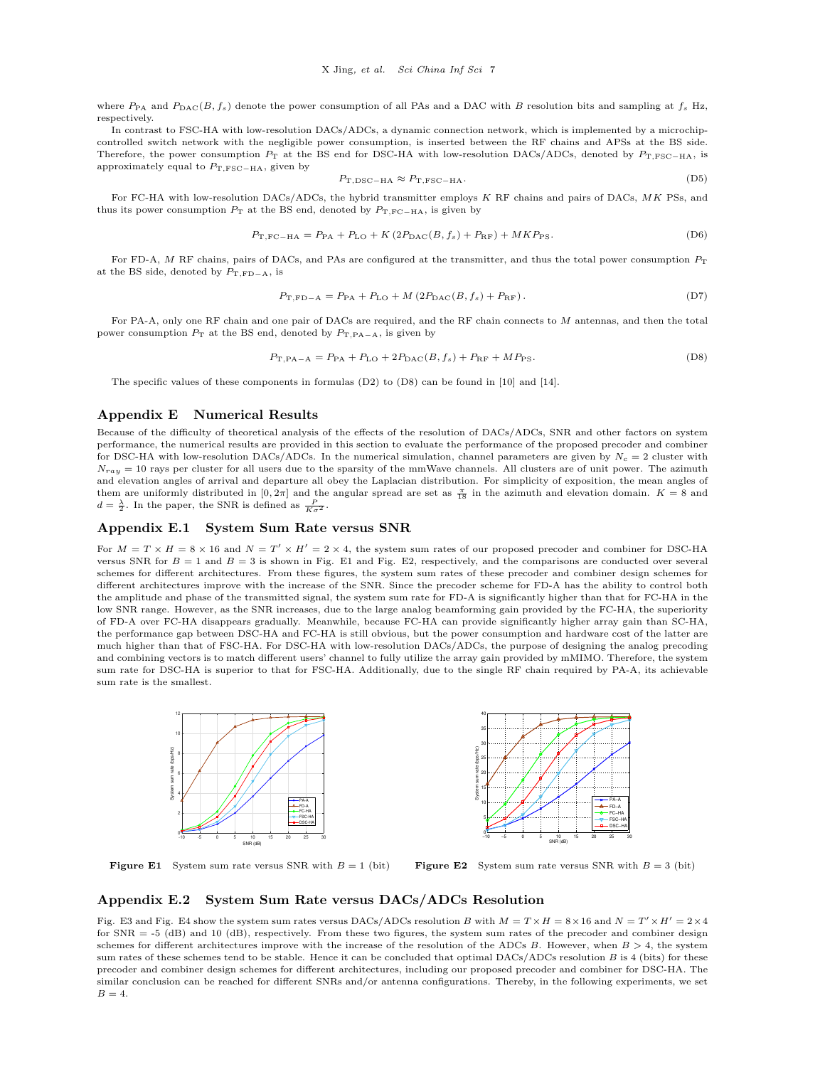where $P_{\rm PA}$ and $P_{\rm DAC}(B, f_s)$ denote the power consumption of all PAs and a DAC with $B$ resolution bits and sampling at $f_s$ Hz, respectively.

In contrast to FSC-HA with low-resolution DACs/ADCs, a dynamic connection network, which is implemented by a microchip-controlled switch network with the negligible power consumption, is inserted between the RF chains and APSs at the BS side. Therefore, the power consumption $P_{\rm T}$ at the BS end for DSC-HA with low-resolution DACs/ADCs, denoted by $P_{\rm T,FSC-HA}$, is approximately equal to $P_{\rm T,FSC-HA}$, given by

$$P_{\rm T,DSC-HA} \approx P_{\rm T,FSC-HA}. \tag{D5}$$

For FC-HA with low-resolution DACs/ADCs, the hybrid transmitter employs $K$ RF chains and pairs of DACs, $MK$ PSs, and thus its power consumption $P_{\rm T}$ at the BS end, denoted by $P_{\rm T,FC-HA}$, is given by

$$P_{\rm T,FC-HA} = P_{\rm PA} + P_{\rm LO} + K\left(2P_{\rm DAC}(B, f_s) + P_{\rm RF}\right) + MKP_{\rm PS}. \tag{D6}$$

For FD-A, $M$ RF chains, pairs of DACs, and PAs are configured at the transmitter, and thus the total power consumption $P_{\rm T}$ at the BS side, denoted by $P_{\rm T,FD-A}$, is

$$P_{\rm T,FD-A} = P_{\rm PA} + P_{\rm LO} + M\left(2P_{\rm DAC}(B, f_s) + P_{\rm RF}\right). \tag{D7}$$

For PA-A, only one RF chain and one pair of DACs are required, and the RF chain connects to $M$ antennas, and then the total power consumption $P_{\rm T}$ at the BS end, denoted by $P_{\rm T,PA-A}$, is given by

$$P_{\rm T,PA-A} = P_{\rm PA} + P_{\rm LO} + 2P_{\rm DAC}(B, f_s) + P_{\rm RF} + MP_{\rm PS}. \tag{D8}$$

The specific values of these components in formulas (D2) to (D8) can be found in [10] and [14].

## Appendix E Numerical Results

Because of the difficulty of theoretical analysis of the effects of the resolution of DACs/ADCs, SNR and other factors on system performance, the numerical results are provided in this section to evaluate the performance of the proposed precoder and combiner for DSC-HA with low-resolution DACs/ADCs. In the numerical simulation, channel parameters are given by $N_c = 2$ cluster with $N_{ray} = 10$ rays per cluster for all users due to the sparsity of the mmWave channels. All clusters are of unit power. The azimuth and elevation angles of arrival and departure all obey the Laplacian distribution. For simplicity of exposition, the mean angles of them are uniformly distributed in $[0, 2\pi]$ and the angular spread are set as $\frac{\pi}{18}$ in the azimuth and elevation domain. $K = 8$ and $d = \frac{\lambda}{2}$. In the paper, the SNR is defined as $\frac{P}{K\sigma^2}$.

### Appendix E.1 System Sum Rate versus SNR

For $M = T \times H = 8 \times 16$ and $N = T' \times H' = 2 \times 4$, the system sum rates of our proposed precoder and combiner for DSC-HA versus SNR for $B = 1$ and $B = 3$ is shown in Fig. E1 and Fig. E2, respectively, and the comparisons are conducted over several schemes for different architectures. From these figures, the system sum rates of these precoder and combiner design schemes for different architectures improve with the increase of the SNR. Since the precoder scheme for FD-A has the ability to control both the amplitude and phase of the transmitted signal, the system sum rate for FD-A is significantly higher than that for FC-HA in the low SNR range. However, as the SNR increases, due to the large analog beamforming gain provided by the FC-HA, the superiority of FD-A over FC-HA disappears gradually. Meanwhile, because FC-HA can provide significantly higher array gain than SC-HA, the performance gap between DSC-HA and FC-HA is still obvious, but the power consumption and hardware cost of the latter are much higher than that of FSC-HA. For DSC-HA with low-resolution DACs/ADCs, the purpose of designing the analog precoding and combining vectors is to match different users' channel to fully utilize the array gain provided by mMIMO. Therefore, the system sum rate for DSC-HA is superior to that for FSC-HA. Additionally, due to the single RF chain required by PA-A, its achievable sum rate is the smallest.

System sum rate (bps/Hz)
SNR (dB)
PA-A
FD-A
FC-HA
FSC-HA
DSC-HA

**Figure E1** System sum rate versus SNR with $B = 1$ (bit)

System sum rate (bps/Hz)
SNR (dB)
PA-A
FD-A
FC-HA
FSC-HA
DSC-HA

**Figure E2** System sum rate versus SNR with $B = 3$ (bit)

### Appendix E.2 System Sum Rate versus DACs/ADCs Resolution

Fig. E3 and Fig. E4 show the system sum rates versus DACs/ADCs resolution $B$ with $M = T \times H = 8 \times 16$ and $N = T' \times H' = 2 \times 4$ for SNR = -5 (dB) and 10 (dB), respectively. From these two figures, the system sum rates of the precoder and combiner design schemes for different architectures improve with the increase of the resolution of the ADCs $B$. However, when $B > 4$, the system sum rates of these schemes tend to be stable. Hence it can be concluded that optimal DACs/ADCs resolution $B$ is 4 (bits) for these precoder and combiner design schemes for different architectures, including our proposed precoder and combiner for DSC-HA. The similar conclusion can be reached for different SNRs and/or antenna configurations. Thereby, in the following experiments, we set $B = 4$.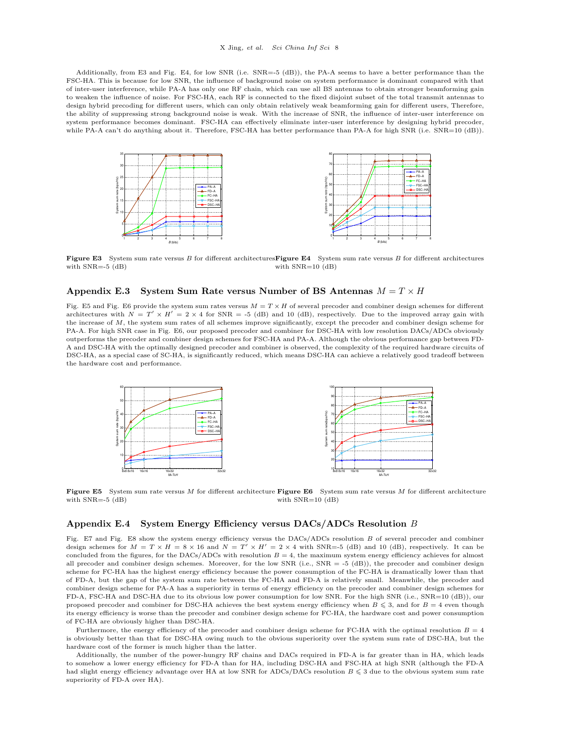Additionally, from E3 and Fig. E4, for low SNR (i.e. SNR=-5 (dB)), the PA-A seems to have a better performance than the FSC-HA. This is because for low SNR, the influence of background noise on system performance is dominant compared with that of inter-user interference, while PA-A has only one RF chain, which can use all BS antennas to obtain stronger beamforming gain to weaken the influence of noise. For FSC-HA, each RF is connected to the fixed disjoint subset of the total transmit antennas to design hybrid precoding for different users, which can only obtain relatively weak beamforming gain for different users, Therefore, the ability of suppressing strong background noise is weak. With the increase of SNR, the influence of inter-user interference on system performance becomes dominant. FSC-HA can effectively eliminate inter-user interference by designing hybrid precoder, while PA-A can't do anything about it. Therefore, FSC-HA has better performance than PA-A for high SNR (i.e. SNR=10 (dB)).

35
30
25
20
15
10
5
0
System sum rate (bps/Hz)
1 2 3 4 5 6 7 8
B (bits)
PA–A
FD–A
FC–HA
FSC–HA
DSC–HA

**Figure E3** System sum rate versus $B$ for different architectures with SNR=-5 (dB)

80
70
60
50
40
30
20
10
0
System sum rate (bps/Hz)
1 2 3 4 5 6 7 8
B (bits)
PA–A
FD–A
FC–HA
FSC–HA
DSC–HA

**Figure E4** System sum rate versus $B$ for different architectures with SNR=10 (dB)

## Appendix E.3 System Sum Rate versus Number of BS Antennas $M = T \times H$

Fig. E5 and Fig. E6 provide the system sum rates versus $M = T \times H$ of several precoder and combiner design schemes for different architectures with $N = T' \times H' = 2 \times 4$ for SNR = -5 (dB) and 10 (dB), respectively. Due to the improved array gain with the increase of $M$, the system sum rates of all schemes improve significantly, except the precoder and combiner design scheme for PA-A. For high SNR case in Fig. E6, our proposed precoder and combiner for DSC-HA with low resolution DACs/ADCs obviously outperforms the precoder and combiner design schemes for FSC-HA and PA-A. Although the obvious performance gap between FD-A and DSC-HA with the optimally designed precoder and combiner is observed, the complexity of the required hardware circuits of DSC-HA, as a special case of SC-HA, is significantly reduced, which means DSC-HA can achieve a relatively good tradeoff between the hardware cost and performance.

60
50
40
30
20
10
0
System sum rate (bps/Hz)
8x8 8x16 16x16 16x32 32x32
M=TxH
PA–A
FD–A
FC–HA
FSC–HA
DSC–HA

**Figure E5** System sum rate versus $M$ for different architecture with SNR=-5 (dB)

100
90
80
70
60
50
40
30
20
10
System sum rate(bps/Hz)
8x8 8x16 16x16 16x32 32x32
M=TxH
PA–A
FD–A
FC–HA
FSC–HA
DSC–HA

**Figure E6** System sum rate versus $M$ for different architecture with SNR=10 (dB)

## Appendix E.4 System Energy Efficiency versus DACs/ADCs Resolution $B$

Fig. E7 and Fig. E8 show the system energy efficiency versus the DACs/ADCs resolution $B$ of several precoder and combiner design schemes for $M = T \times H = 8 \times 16$ and $N = T' \times H' = 2 \times 4$ with SNR=-5 (dB) and 10 (dB), respectively. It can be concluded from the figures, for the DACs/ADCs with resolution $B = 4$, the maximum system energy efficiency achieves for almost all precoder and combiner design schemes. Moreover, for the low SNR (i.e., SNR = -5 (dB)), the precoder and combiner design scheme for FC-HA has the highest energy efficiency because the power consumption of the FC-HA is dramatically lower than that of FD-A, but the gap of the system sum rate between the FC-HA and FD-A is relatively small. Meanwhile, the precoder and combiner design scheme for PA-A has a superiority in terms of energy efficiency on the precoder and combiner design schemes for FD-A, FSC-HA and DSC-HA due to its obvious low power consumption for low SNR. For the high SNR (i.e., SNR=10 (dB)), our proposed precoder and combiner for DSC-HA achieves the best system energy efficiency when $B \leqslant 3$, and for $B = 4$ even though its energy efficiency is worse than the precoder and combiner design scheme for FC-HA, the hardware cost and power consumption of FC-HA are obviously higher than DSC-HA.

Furthermore, the energy efficiency of the precoder and combiner design scheme for FC-HA with the optimal resolution $B = 4$ is obviously better than that for DSC-HA owing much to the obvious superiority over the system sum rate of DSC-HA, but the hardware cost of the former is much higher than the latter.

Additionally, the number of the power-hungry RF chains and DACs required in FD-A is far greater than in HA, which leads to somehow a lower energy efficiency for FD-A than for HA, including DSC-HA and FSC-HA at high SNR (although the FD-A had slight energy efficiency advantage over HA at low SNR for ADCs/DACs resolution $B \leqslant 3$ due to the obvious system sum rate superiority of FD-A over HA).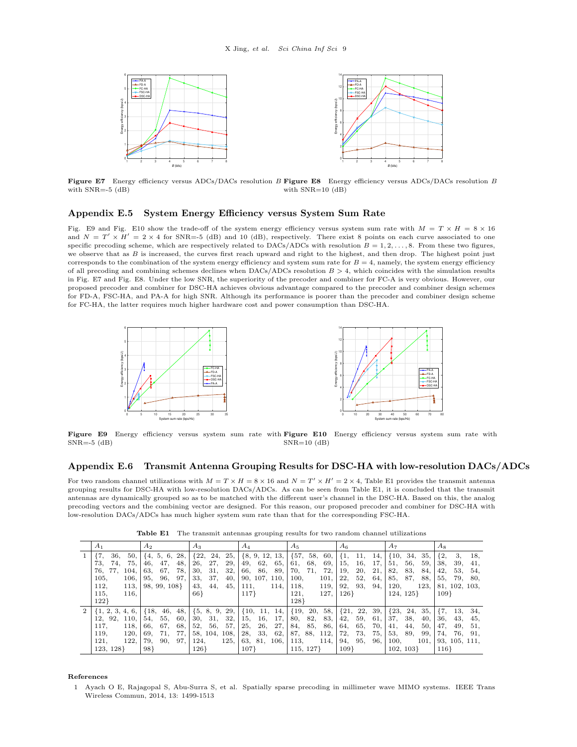6
5
4
3
2
1
0
Energy efficiency (bps/J)
1 2 3 4 5 6 7 8
B (bits)
PA-A
FD-A
FC-HA
FSC-HA
DSC-HA

**Figure E7** Energy efficiency versus ADCs/DACs resolution $B$ with SNR=-5 (dB)

14
12
10
8
6
4
2
0
Energy efficiency (bps/J)
1 2 3 4 5 6 7 8
B (bits)
PA-A
FD-A
FC-HA
FSC-HA
DSC-HA

**Figure E8** Energy efficiency versus ADCs/DACs resolution $B$ with SNR=10 (dB)

## Appendix E.5 System Energy Efficiency versus System Sum Rate

Fig. E9 and Fig. E10 show the trade-off of the system energy efficiency versus system sum rate with $M = T \times H = 8 \times 16$ and $N = T' \times H' = 2 \times 4$ for SNR=-5 (dB) and 10 (dB), respectively. There exist 8 points on each curve associated to one specific precoding scheme, which are respectively related to DACs/ADCs with resolution $B = 1, 2, \ldots, 8$. From these two figures, we observe that as $B$ is increased, the curves first reach upward and right to the highest, and then drop. The highest point just corresponds to the combination of the system energy efficiency and system sum rate for $B = 4$, namely, the system energy efficiency of all precoding and combining schemes declines when DACs/ADCs resolution $B > 4$, which coincides with the simulation results in Fig. E7 and Fig. E8. Under the low SNR, the superiority of the precoder and combiner for FC-A is very obvious. However, our proposed precoder and combiner for DSC-HA achieves obvious advantage compared to the precoder and combiner design schemes for FD-A, FSC-HA, and PA-A for high SNR. Although its performance is poorer than the precoder and combiner design scheme for FC-HA, the latter requires much higher hardware cost and power consumption than DSC-HA.

6
5
4
3
2
1
0
Energy efficiency (bps/J)
0 5 10 15 20 25 30 35
System sum rate (bps/Hz)
FC-HA
FD-A
FSC-HA
DSC-HA
PA-A

**Figure E9** Energy efficiency versus system sum rate with SNR=-5 (dB)

14
12
10
8
6
4
2
0
Energy efficiency (bps/J)
0 10 20 30 40 50 60 70 80
System sum rate (bps/Hz)
PA-A
FD-A
FC-HA
FSC-HA
DSC-HA

**Figure E10** Energy efficiency versus system sum rate with SNR=10 (dB)

## Appendix E.6 Transmit Antenna Grouping Results for DSC-HA with low-resolution DACs/ADCs

For two random channel utilizations with $M = T \times H = 8 \times 16$ and $N = T' \times H' = 2 \times 4$, Table E1 provides the transmit antenna grouping results for DSC-HA with low-resolution DACs/ADCs. As can be seen from Table E1, it is concluded that the transmit antennas are dynamically grouped so as to be matched with the different user's channel in the DSC-HA. Based on this, the analog precoding vectors and the combining vector are designed. For this reason, our proposed precoder and combiner for DSC-HA with low-resolution DACs/ADCs has much higher system sum rate than that for the corresponding FSC-HA.

**Table E1** The transmit antennas grouping results for two random channel utilizations

| | $A_1$ | $A_2$ | $A_3$ | $A_4$ | $A_5$ | $A_6$ | $A_7$ | $A_8$ |
|---|---|---|---|---|---|---|---|---|
| 1 | {7, 36, 50, 73, 74, 75, 76, 77, 104, 105, 106, 112, 113, 115, 116, 122} | {4, 5, 6, 28, 46, 47, 48, 63, 67, 78, 95, 96, 97, 98, 99, 108} | {22, 24, 25, 26, 27, 29, 30, 31, 32, 33, 37, 40, 43, 44, 45, 66} | {8, 9, 12, 13, 49, 62, 65, 66, 86, 89, 90, 107, 110, 111, 114, 117} | {57, 58, 60, 61, 68, 69, 70, 71, 72, 100, 101, 118, 119, 121, 127, 128} | {1, 11, 14, 15, 16, 17, 19, 20, 21, 22, 52, 64, 92, 93, 94, 126} | {10, 34, 35, 51, 56, 59, 82, 83, 84, 85, 87, 88, 120, 123, 124, 125} | {2, 3, 18, 38, 39, 41, 42, 53, 54, 55, 79, 80, 81, 102, 103, 109} |
| 2 | {1, 2, 3, 4, 6, 12, 92, 110, 117, 118, 119, 120, 121, 122, 123, 128} | {18, 46, 48, 54, 55, 60, 66, 67, 68, 69, 71, 77, 79, 90, 97, 98} | {5, 8, 9, 29, 30, 31, 32, 52, 56, 57, 58, 104, 108, 124, 125, 126} | {10, 11, 14, 15, 16, 17, 25, 26, 27, 28, 33, 62, 63, 81, 106, 107} | {19, 20, 58, 80, 82, 83, 84, 85, 86, 87, 88, 112, 113, 114, 115, 127} | {21, 22, 39, 42, 59, 61, 64, 65, 70, 72, 73, 75, 94, 95, 96, 109} | {23, 24, 35, 37, 38, 40, 41, 44, 50, 53, 89, 99, 100, 101, 102, 103} | {7, 13, 34, 36, 43, 45, 47, 49, 51, 74, 76, 91, 93, 105, 111, 116} |

**References**

1 Ayach O E, Rajagopal S, Abu-Surra S, et al. Spatially sparse precoding in millimeter wave MIMO systems. IEEE Trans Wireless Commun, 2014, 13: 1499-1513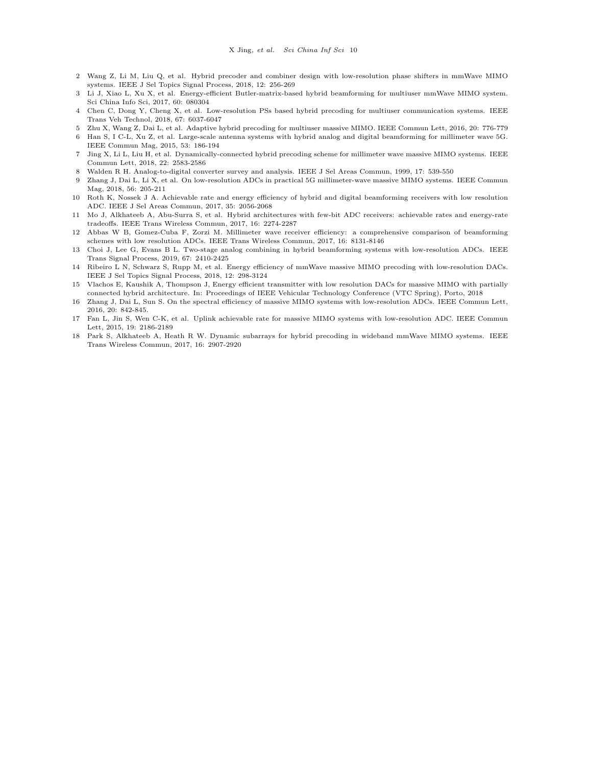2 Wang Z, Li M, Liu Q, et al. Hybrid precoder and combiner design with low-resolution phase shifters in mmWave MIMO systems. IEEE J Sel Topics Signal Process, 2018, 12: 256-269

3 Li J, Xiao L, Xu X, et al. Energy-efficient Butler-matrix-based hybrid beamforming for multiuser mmWave MIMO system. Sci China Info Sci, 2017, 60: 080304

4 Chen C, Dong Y, Cheng X, et al. Low-resolution PSs based hybrid precoding for multiuser communication systems. IEEE Trans Veh Technol, 2018, 67: 6037-6047

5 Zhu X, Wang Z, Dai L, et al. Adaptive hybrid precoding for multiuser massive MIMO. IEEE Commun Lett, 2016, 20: 776-779

6 Han S, I C-L, Xu Z, et al. Large-scale antenna systems with hybrid analog and digital beamforming for millimeter wave 5G. IEEE Commun Mag, 2015, 53: 186-194

7 Jing X, Li L, Liu H, et al. Dynamically-connected hybrid precoding scheme for millimeter wave massive MIMO systems. IEEE Commun Lett, 2018, 22: 2583-2586

8 Walden R H. Analog-to-digital converter survey and analysis. IEEE J Sel Areas Commun, 1999, 17: 539-550

9 Zhang J, Dai L, Li X, et al. On low-resolution ADCs in practical 5G millimeter-wave massive MIMO systems. IEEE Commun Mag, 2018, 56: 205-211

10 Roth K, Nossek J A. Achievable rate and energy efficiency of hybrid and digital beamforming receivers with low resolution ADC. IEEE J Sel Areas Commun, 2017, 35: 2056-2068

11 Mo J, Alkhateeb A, Abu-Surra S, et al. Hybrid architectures with few-bit ADC receivers: achievable rates and energy-rate tradeoffs. IEEE Trans Wireless Commun, 2017, 16: 2274-2287

12 Abbas W B, Gomez-Cuba F, Zorzi M. Millimeter wave receiver efficiency: a comprehensive comparison of beamforming schemes with low resolution ADCs. IEEE Trans Wireless Commun, 2017, 16: 8131-8146

13 Choi J, Lee G, Evans B L. Two-stage analog combining in hybrid beamforming systems with low-resolution ADCs. IEEE Trans Signal Process, 2019, 67: 2410-2425

14 Ribeiro L N, Schwarz S, Rupp M, et al. Energy efficiency of mmWave massive MIMO precoding with low-resolution DACs. IEEE J Sel Topics Signal Process, 2018, 12: 298-3124

15 Vlachos E, Kaushik A, Thompson J, Energy efficient transmitter with low resolution DACs for massive MIMO with partially connected hybrid architecture. In: Proceedings of IEEE Vehicular Technology Conference (VTC Spring), Porto, 2018

16 Zhang J, Dai L, Sun S. On the spectral efficiency of massive MIMO systems with low-resolution ADCs. IEEE Commun Lett, 2016, 20: 842-845.

17 Fan L, Jin S, Wen C-K, et al. Uplink achievable rate for massive MIMO systems with low-resolution ADC. IEEE Commun Lett, 2015, 19: 2186-2189

18 Park S, Alkhateeb A, Heath R W. Dynamic subarrays for hybrid precoding in wideband mmWave MIMO systems. IEEE Trans Wireless Commun, 2017, 16: 2907-2920